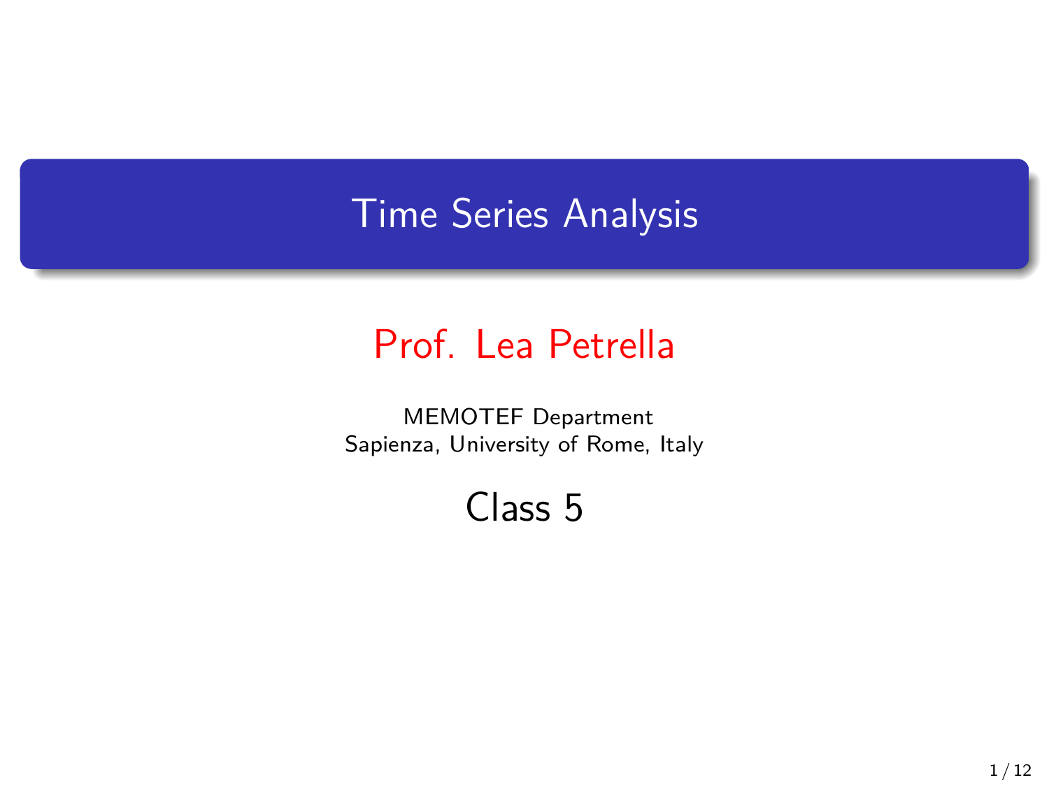# Time Series Analysis

**Prof. Lea Petrella**

MEMOTEF Department
Sapienza, University of Rome, Italy

## Class 5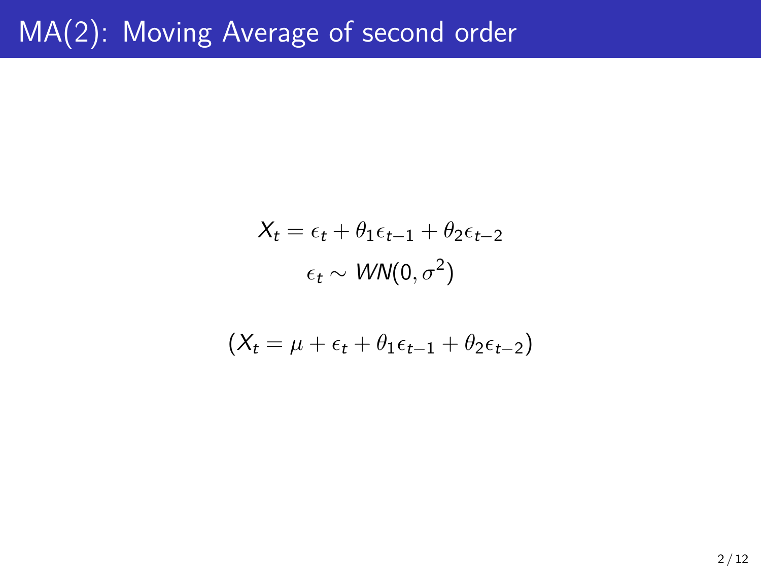# MA(2): Moving Average of second order

$$X_t = \epsilon_t + \theta_1 \epsilon_{t-1} + \theta_2 \epsilon_{t-2}$$

$$\epsilon_t \sim WN(0, \sigma^2)$$

$$(X_t = \mu + \epsilon_t + \theta_1 \epsilon_{t-1} + \theta_2 \epsilon_{t-2})$$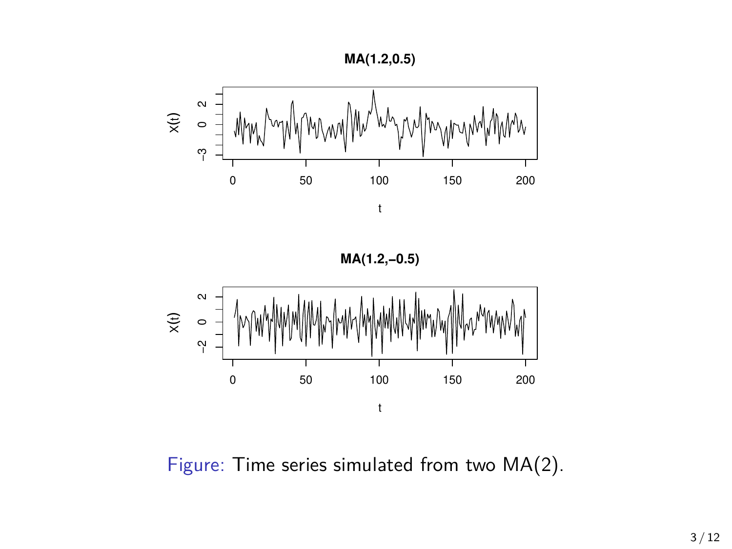Figure: Time series simulated from two MA(2).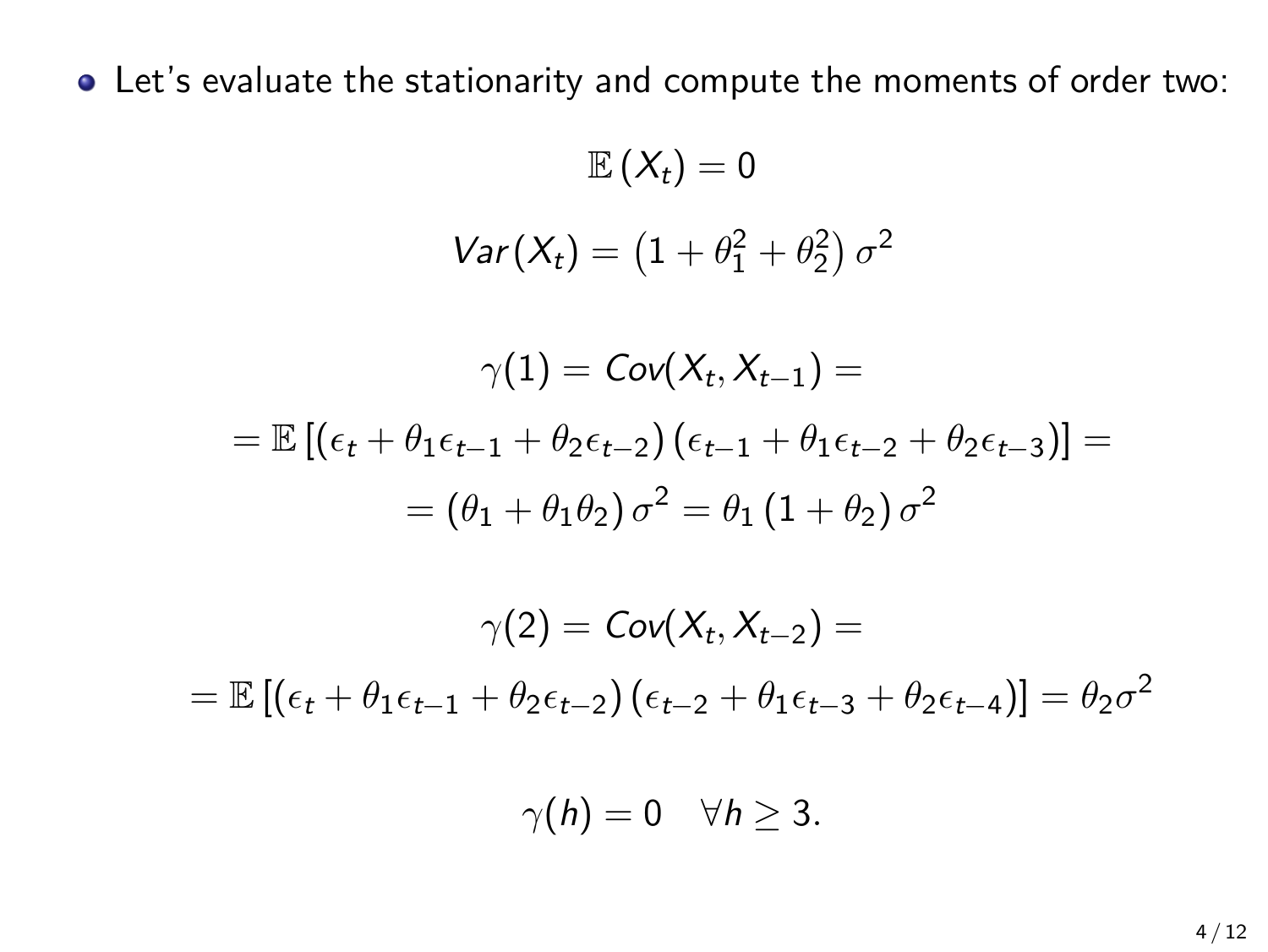- Let's evaluate the stationarity and compute the moments of order two:

$$\mathbb{E}\left(X_t\right) = 0$$

$$Var(X_t) = \left(1 + \theta_1^2 + \theta_2^2\right)\sigma^2$$

$$\gamma(1) = Cov(X_t, X_{t-1}) =$$

$$= \mathbb{E}\left[\left(\epsilon_t + \theta_1\epsilon_{t-1} + \theta_2\epsilon_{t-2}\right)\left(\epsilon_{t-1} + \theta_1\epsilon_{t-2} + \theta_2\epsilon_{t-3}\right)\right] =$$

$$= \left(\theta_1 + \theta_1\theta_2\right)\sigma^2 = \theta_1\left(1 + \theta_2\right)\sigma^2$$

$$\gamma(2) = Cov(X_t, X_{t-2}) =$$

$$= \mathbb{E}\left[\left(\epsilon_t + \theta_1\epsilon_{t-1} + \theta_2\epsilon_{t-2}\right)\left(\epsilon_{t-2} + \theta_1\epsilon_{t-3} + \theta_2\epsilon_{t-4}\right)\right] = \theta_2\sigma^2$$

$$\gamma(h) = 0 \quad \forall h \geq 3.$$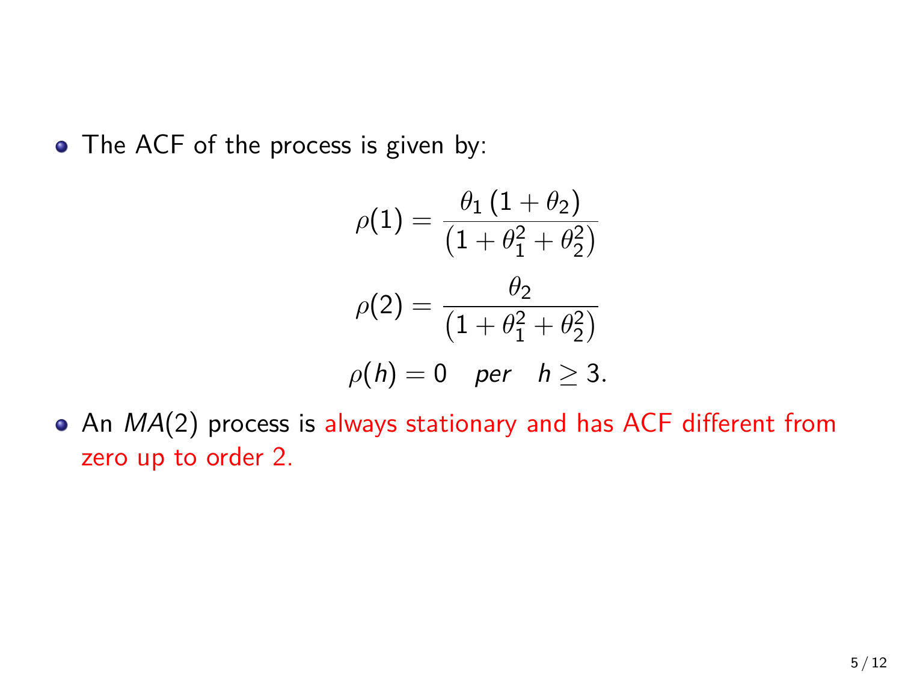- The ACF of the process is given by:

$$\rho(1) = \frac{\theta_1 \left(1 + \theta_2\right)}{\left(1 + \theta_1^2 + \theta_2^2\right)}$$

$$\rho(2) = \frac{\theta_2}{\left(1 + \theta_1^2 + \theta_2^2\right)}$$

$$\rho(h) = 0 \quad per \quad h \geq 3.$$

- An $MA(2)$ process is always stationary and has ACF different from zero up to order 2.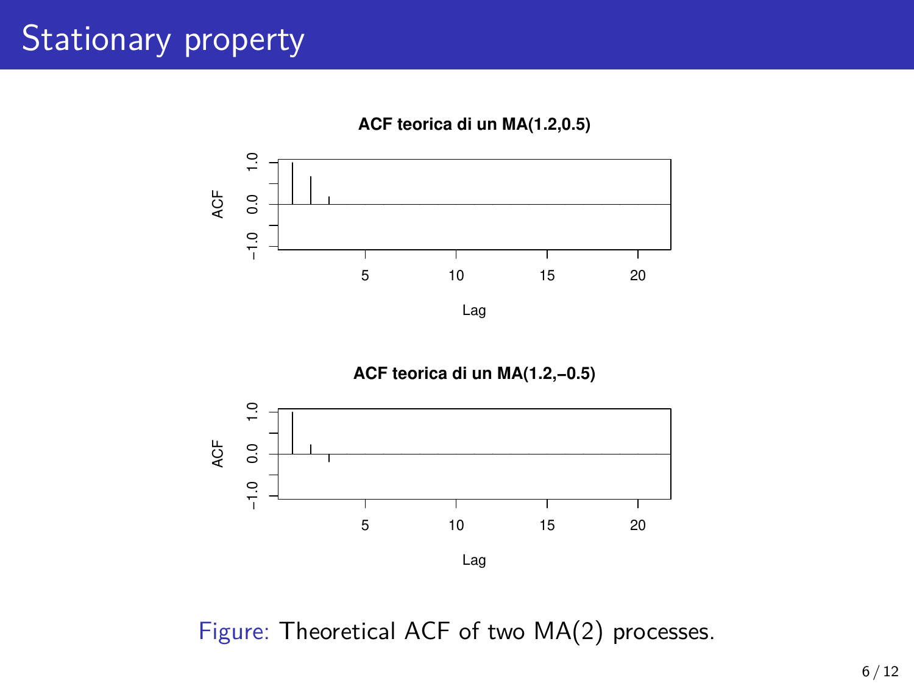# Stationary property

Figure: Theoretical ACF of two MA(2) processes.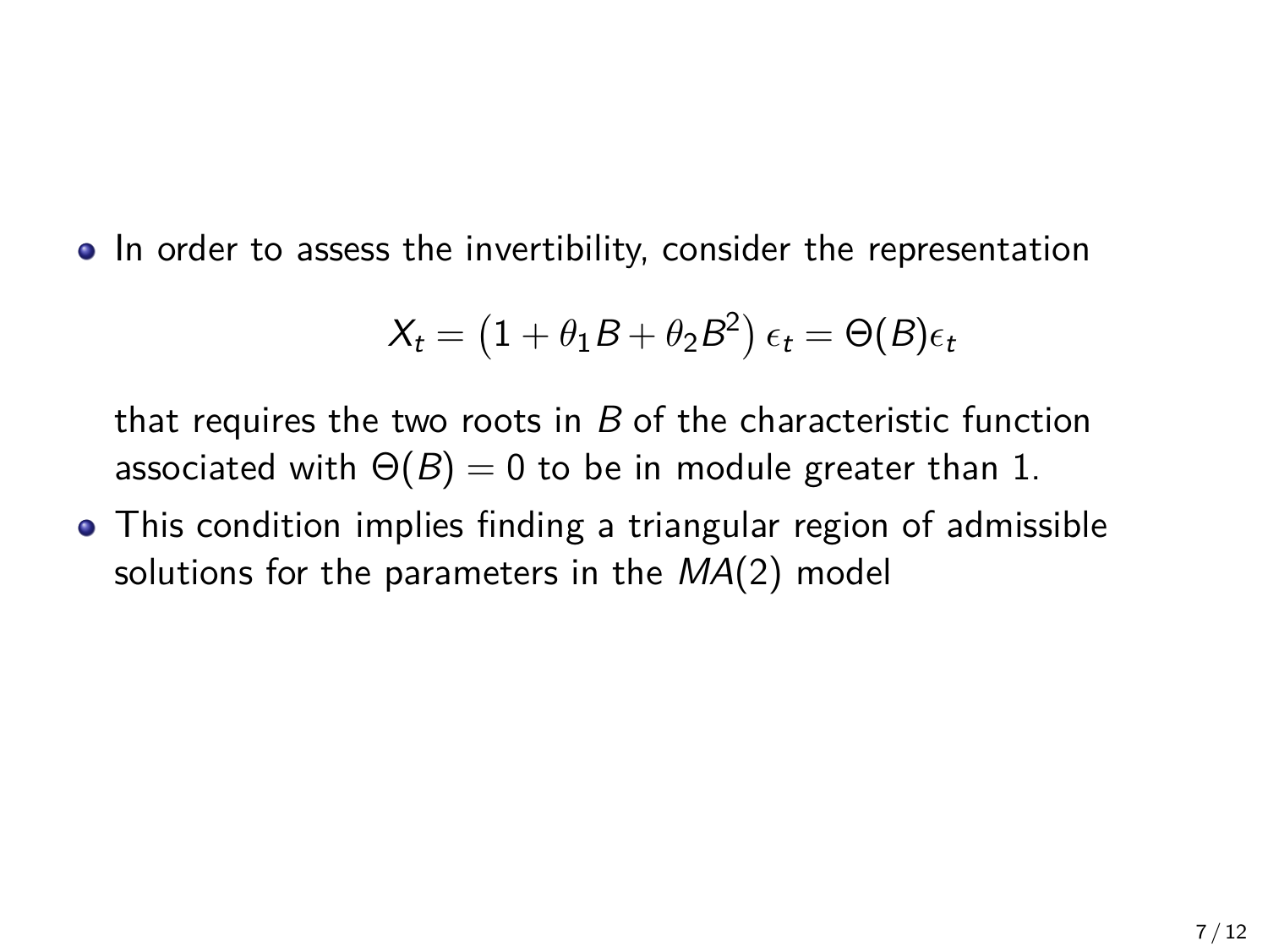- In order to assess the invertibility, consider the representation

$$X_t = \left(1 + \theta_1 B + \theta_2 B^2\right) \epsilon_t = \Theta(B)\epsilon_t$$

  that requires the two roots in $B$ of the characteristic function associated with $\Theta(B) = 0$ to be in module greater than 1.
- This condition implies finding a triangular region of admissible solutions for the parameters in the $MA(2)$ model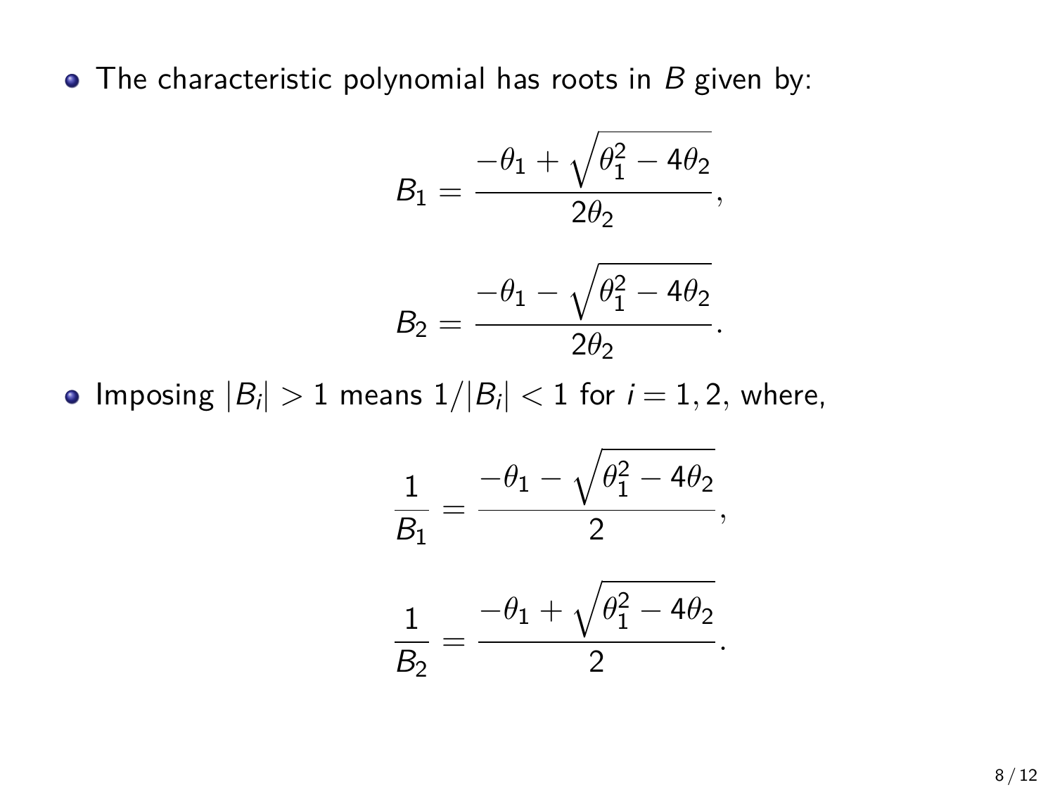- The characteristic polynomial has roots in $B$ given by:

$$B_1 = \frac{-\theta_1 + \sqrt{\theta_1^2 - 4\theta_2}}{2\theta_2},$$

$$B_2 = \frac{-\theta_1 - \sqrt{\theta_1^2 - 4\theta_2}}{2\theta_2}.$$

- Imposing $|B_i| > 1$ means $1/|B_i| < 1$ for $i = 1, 2$, where,

$$\frac{1}{B_1} = \frac{-\theta_1 - \sqrt{\theta_1^2 - 4\theta_2}}{2},$$

$$\frac{1}{B_2} = \frac{-\theta_1 + \sqrt{\theta_1^2 - 4\theta_2}}{2}.$$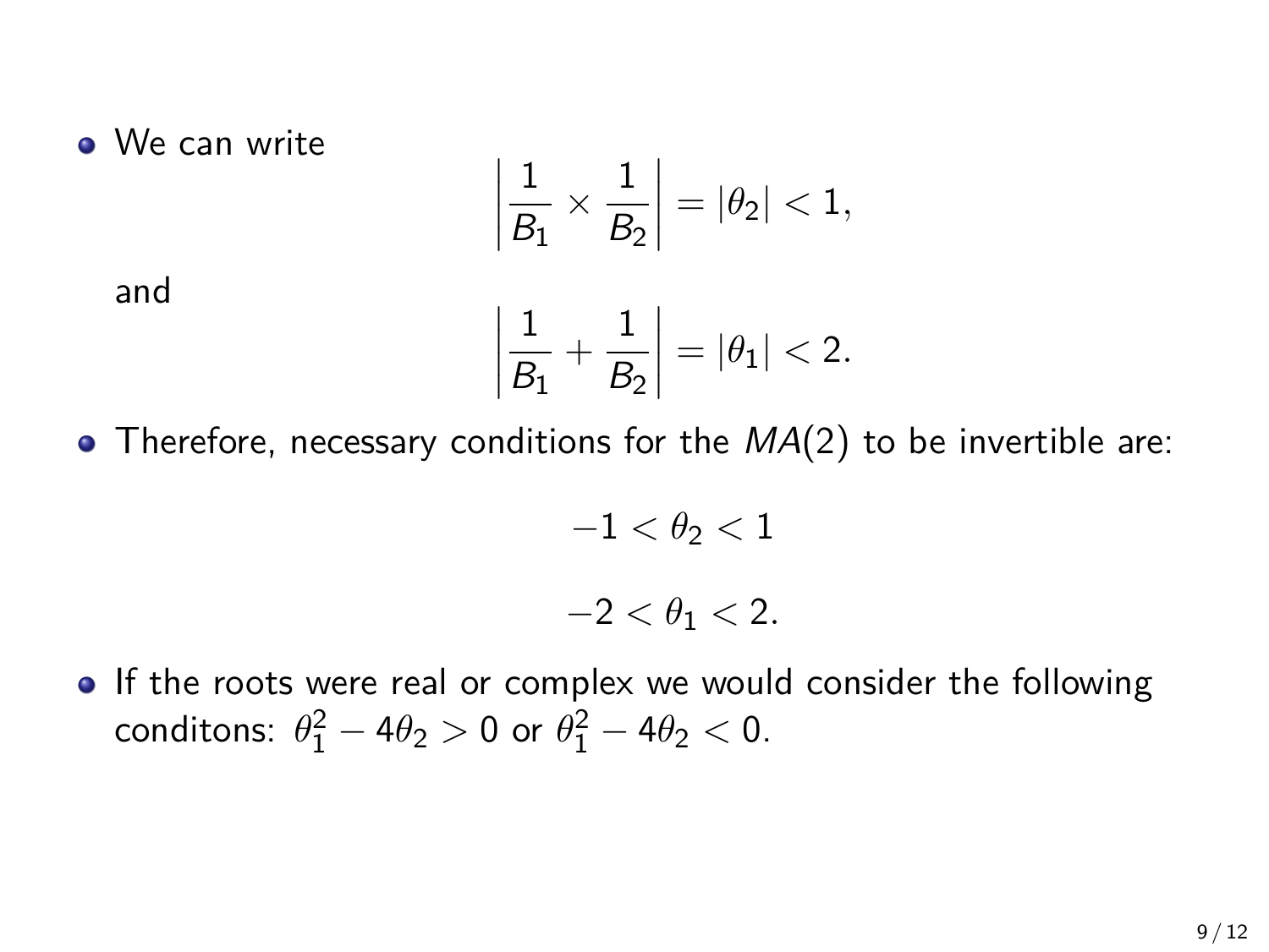- We can write

$$\left| \frac{1}{B_1} \times \frac{1}{B_2} \right| = |\theta_2| < 1,$$

  and

$$\left| \frac{1}{B_1} + \frac{1}{B_2} \right| = |\theta_1| < 2.$$

- Therefore, necessary conditions for the $MA(2)$ to be invertible are:

$$-1 < \theta_2 < 1$$

$$-2 < \theta_1 < 2.$$

- If the roots were real or complex we would consider the following conditons: $\theta_1^2 - 4\theta_2 > 0$ or $\theta_1^2 - 4\theta_2 < 0$.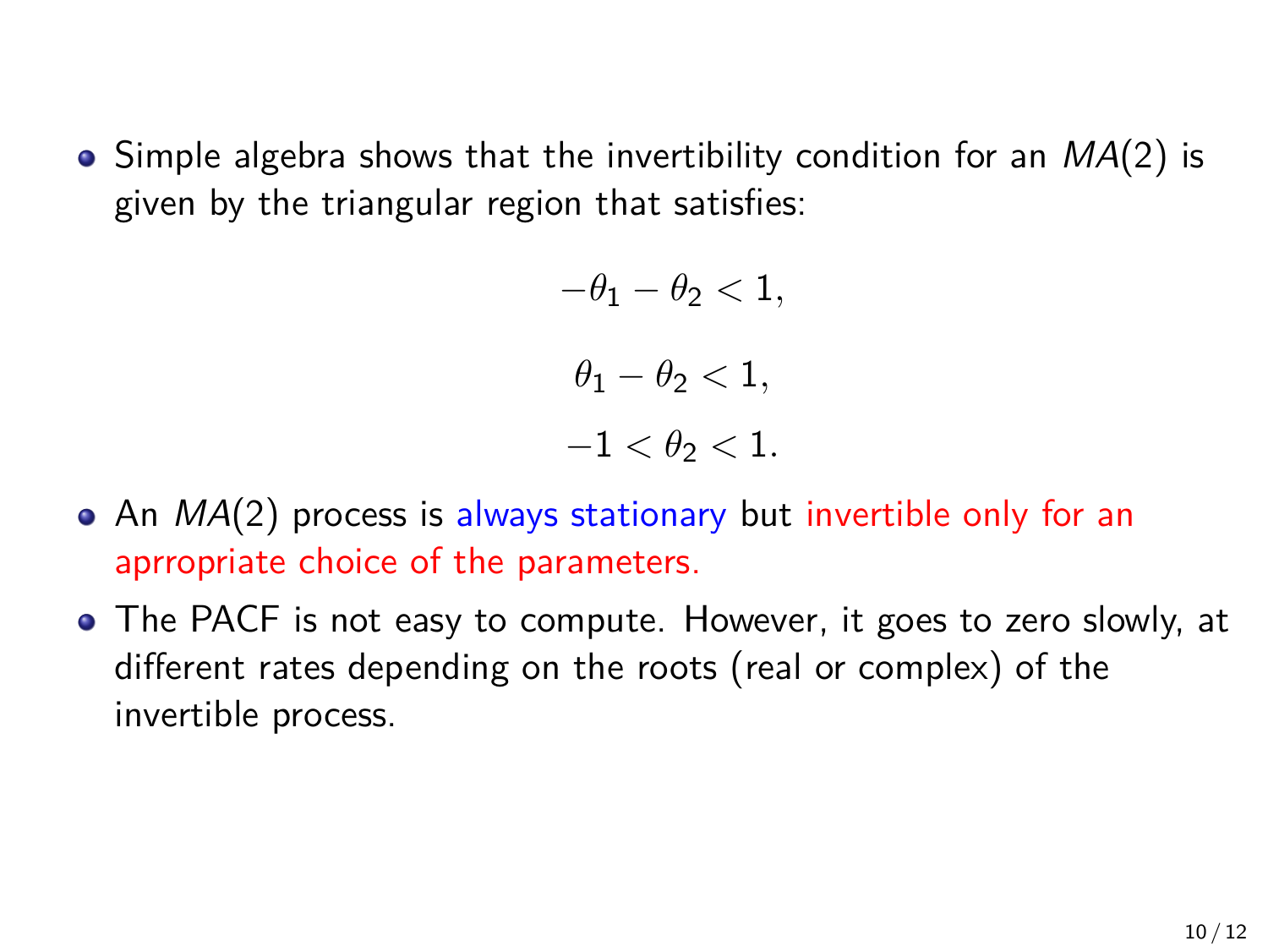- Simple algebra shows that the invertibility condition for an $MA(2)$ is given by the triangular region that satisfies:

$$-\theta_1 - \theta_2 < 1,$$

$$\theta_1 - \theta_2 < 1,$$

$$-1 < \theta_2 < 1.$$

- An $MA(2)$ process is always stationary but invertible only for an aprrropriate choice of the parameters.
- The PACF is not easy to compute. However, it goes to zero slowly, at different rates depending on the roots (real or complex) of the invertible process.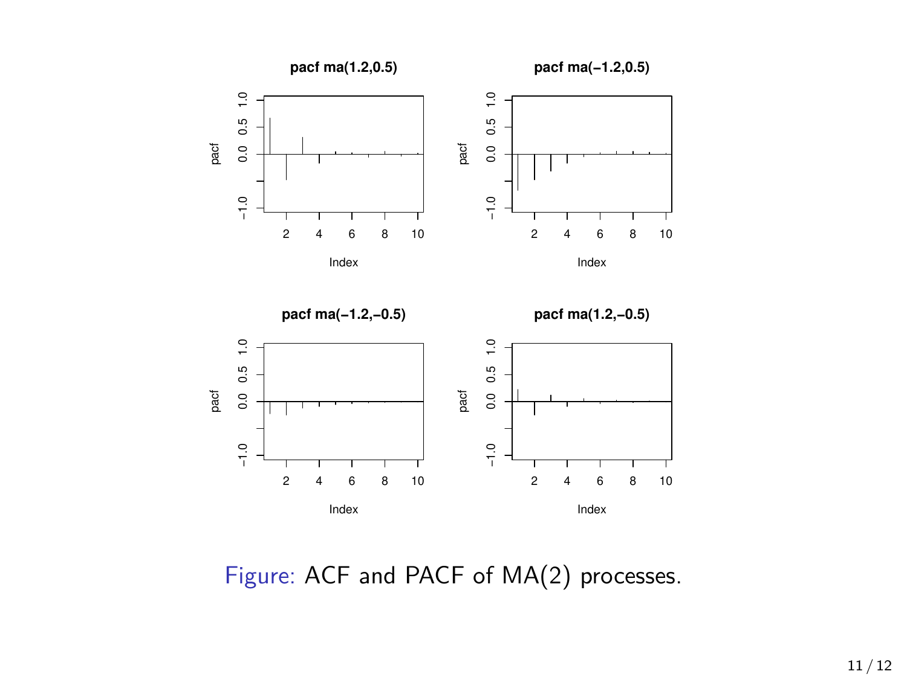Figure: ACF and PACF of MA(2) processes.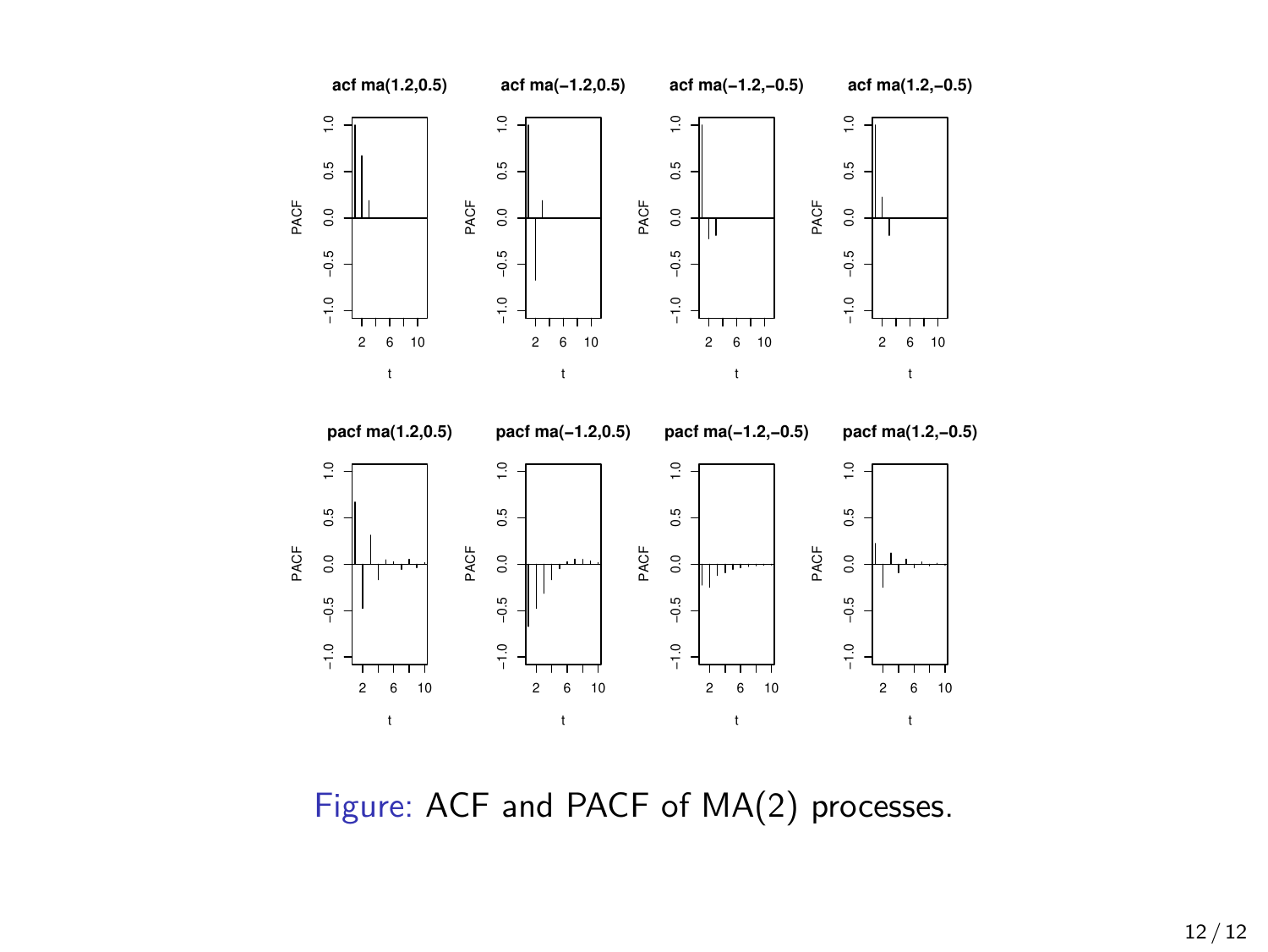acf ma(1.2,0.5)

acf ma(−1.2,0.5)

acf ma(−1.2,−0.5)

acf ma(1.2,−0.5)

pacf ma(1.2,0.5)

pacf ma(−1.2,0.5)

pacf ma(−1.2,−0.5)

pacf ma(1.2,−0.5)

PACF

1.0

0.5

0.0

−0.5

−1.0

2 6 10

t

Figure: ACF and PACF of MA(2) processes.